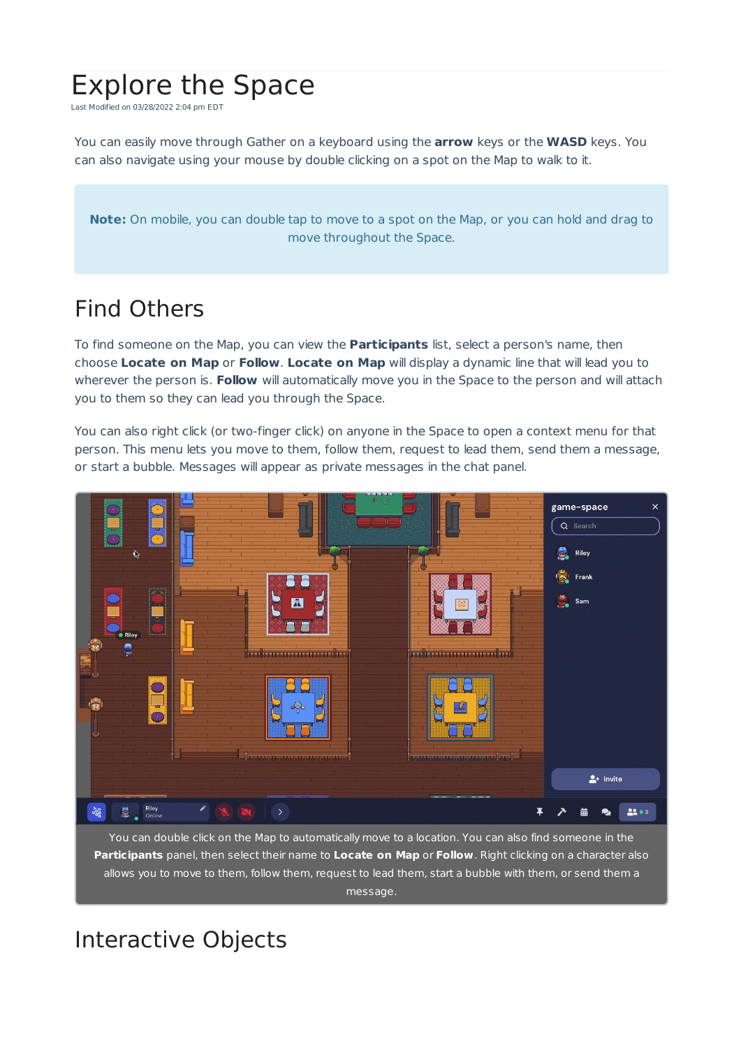# Explore the Space

Last Modified on 03/28/2022 2:04 pm EDT

You can easily move through Gather on a keyboard using the **arrow** keys or the **WASD** keys. You can also navigate using your mouse by double clicking on a spot on the Map to walk to it.

**Note:** On mobile, you can double tap to move to a spot on the Map, or you can hold and drag to move throughout the Space.

## Find Others

To find someone on the Map, you can view the **Participants** list, select a person's name, then choose **Locate on Map** or **Follow**. **Locate on Map** will display a dynamic line that will lead you to wherever the person is. **Follow** will automatically move you in the Space to the person and will attach you to them so they can lead you through the Space.

You can also right click (or two-finger click) on anyone in the Space to open a context menu for that person. This menu lets you move to them, follow them, request to lead them, send them a message, or start a bubble. Messages will appear as private messages in the chat panel.

You can double click on the Map to automatically move to a location. You can also find someone in the **Participants** panel, then select their name to **Locate on Map** or **Follow**. Right clicking on a character also allows you to move to them, follow them, request to lead them, start a bubble with them, or send them a message.

## Interactive Objects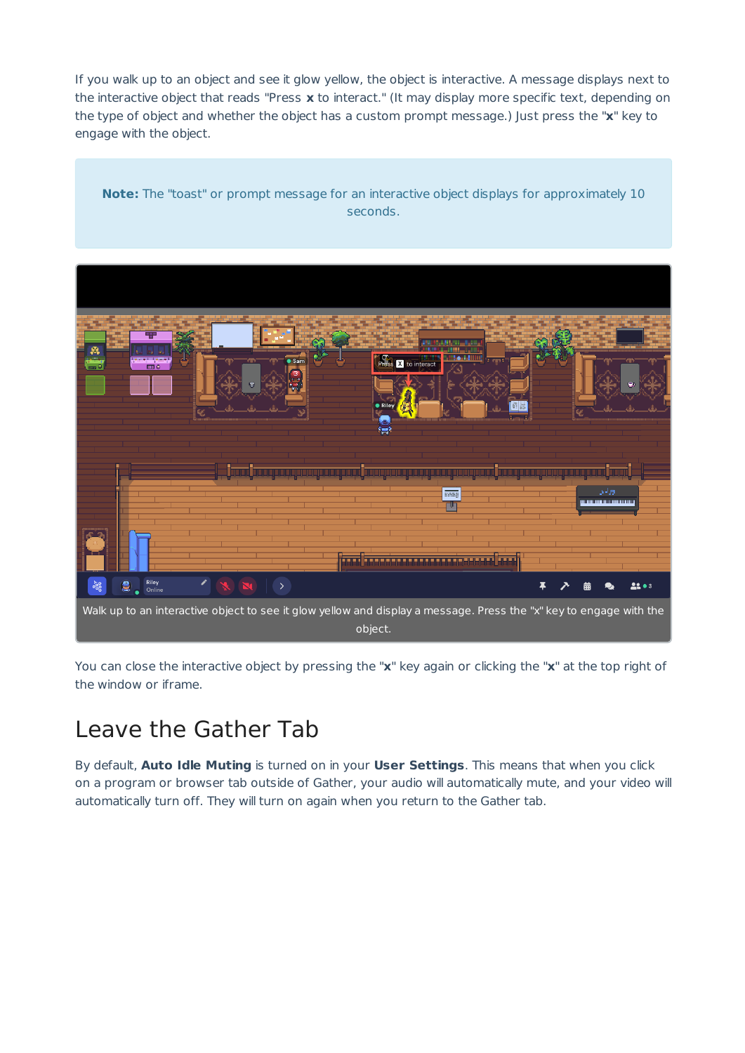If you walk up to an object and see it glow yellow, the object is interactive. A message displays next to the interactive object that reads "Press **x** to interact." (It may display more specific text, depending on the type of object and whether the object has a custom prompt message.) Just press the "**x**" key to engage with the object.

> **Note:** The "toast" or prompt message for an interactive object displays for approximately 10 seconds.

Walk up to an interactive object to see it glow yellow and display a message. Press the "x" key to engage with the object.

You can close the interactive object by pressing the "**x**" key again or clicking the "**x**" at the top right of the window or iframe.

# Leave the Gather Tab

By default, **Auto Idle Muting** is turned on in your **User Settings**. This means that when you click on a program or browser tab outside of Gather, your audio will automatically mute, and your video will automatically turn off. They will turn on again when you return to the Gather tab.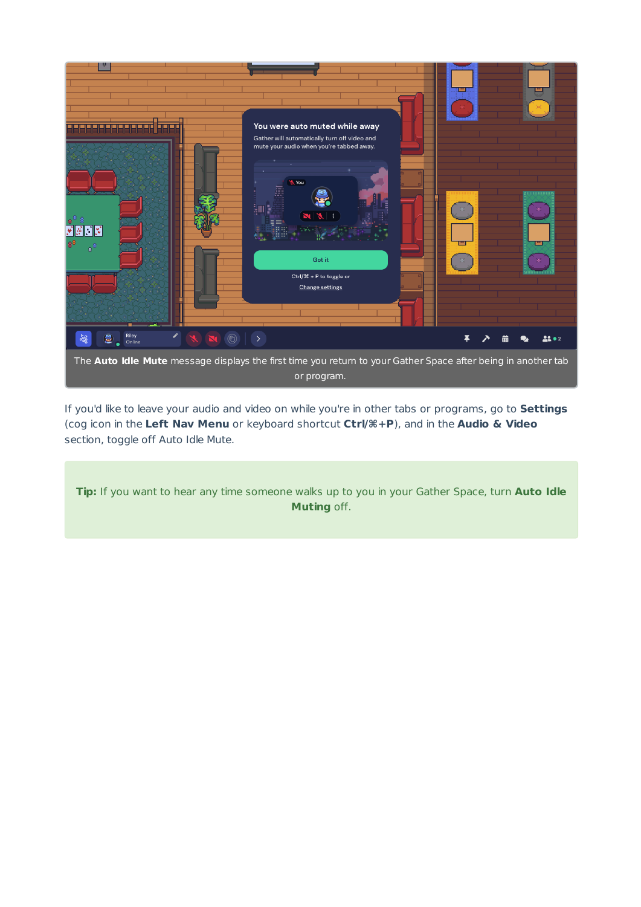The **Auto Idle Mute** message displays the first time you return to your Gather Space after being in another tab or program.

If you'd like to leave your audio and video on while you're in other tabs or programs, go to **Settings** (cog icon in the **Left Nav Menu** or keyboard shortcut **Ctrl/⌘+P**), and in the **Audio & Video** section, toggle off Auto Idle Mute.

**Tip:** If you want to hear any time someone walks up to you in your Gather Space, turn **Auto Idle Muting** off.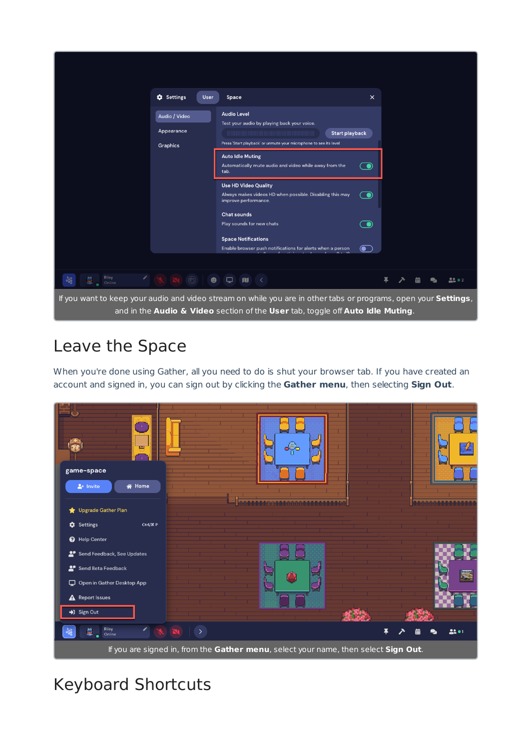If you want to keep your audio and video stream on while you are in other tabs or programs, open your **Settings**, and in the **Audio & Video** section of the **User** tab, toggle off **Auto Idle Muting**.

## Leave the Space

When you're done using Gather, all you need to do is shut your browser tab. If you have created an account and signed in, you can sign out by clicking the **Gather menu**, then selecting **Sign Out**.

If you are signed in, from the **Gather menu**, select your name, then select **Sign Out**.

## Keyboard Shortcuts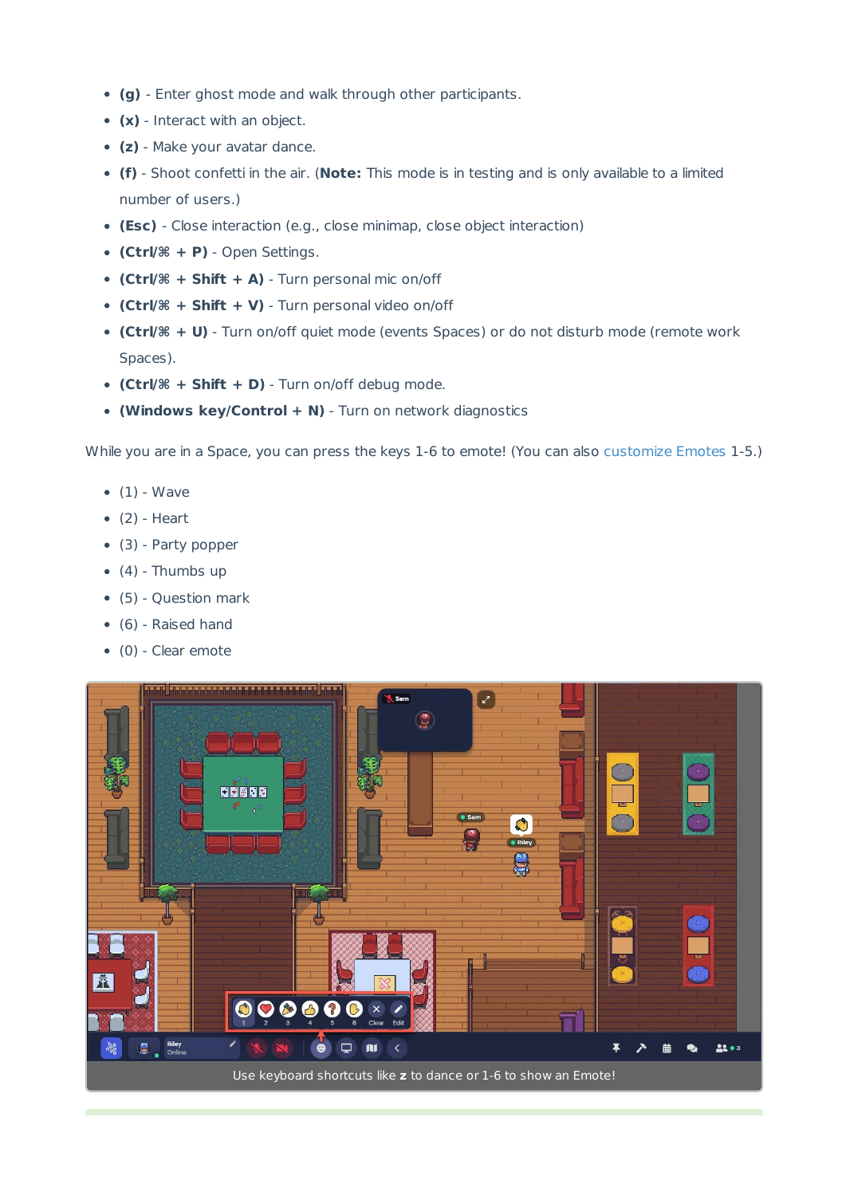- **(g)** - Enter ghost mode and walk through other participants.
- **(x)** - Interact with an object.
- **(z)** - Make your avatar dance.
- **(f)** - Shoot confetti in the air. (**Note:** This mode is in testing and is only available to a limited number of users.)
- **(Esc)** - Close interaction (e.g., close minimap, close object interaction)
- **(Ctrl/⌘ + P)** - Open Settings.
- **(Ctrl/⌘ + Shift + A)** - Turn personal mic on/off
- **(Ctrl/⌘ + Shift + V)** - Turn personal video on/off
- **(Ctrl/⌘ + U)** - Turn on/off quiet mode (events Spaces) or do not disturb mode (remote work Spaces).
- **(Ctrl/⌘ + Shift + D)** - Turn on/off debug mode.
- **(Windows key/Control + N)** - Turn on network diagnostics

While you are in a Space, you can press the keys 1-6 to emote! (You can also customize Emotes 1-5.)

- (1) - Wave
- (2) - Heart
- (3) - Party popper
- (4) - Thumbs up
- (5) - Question mark
- (6) - Raised hand
- (0) - Clear emote

Use keyboard shortcuts like **z** to dance or 1-6 to show an Emote!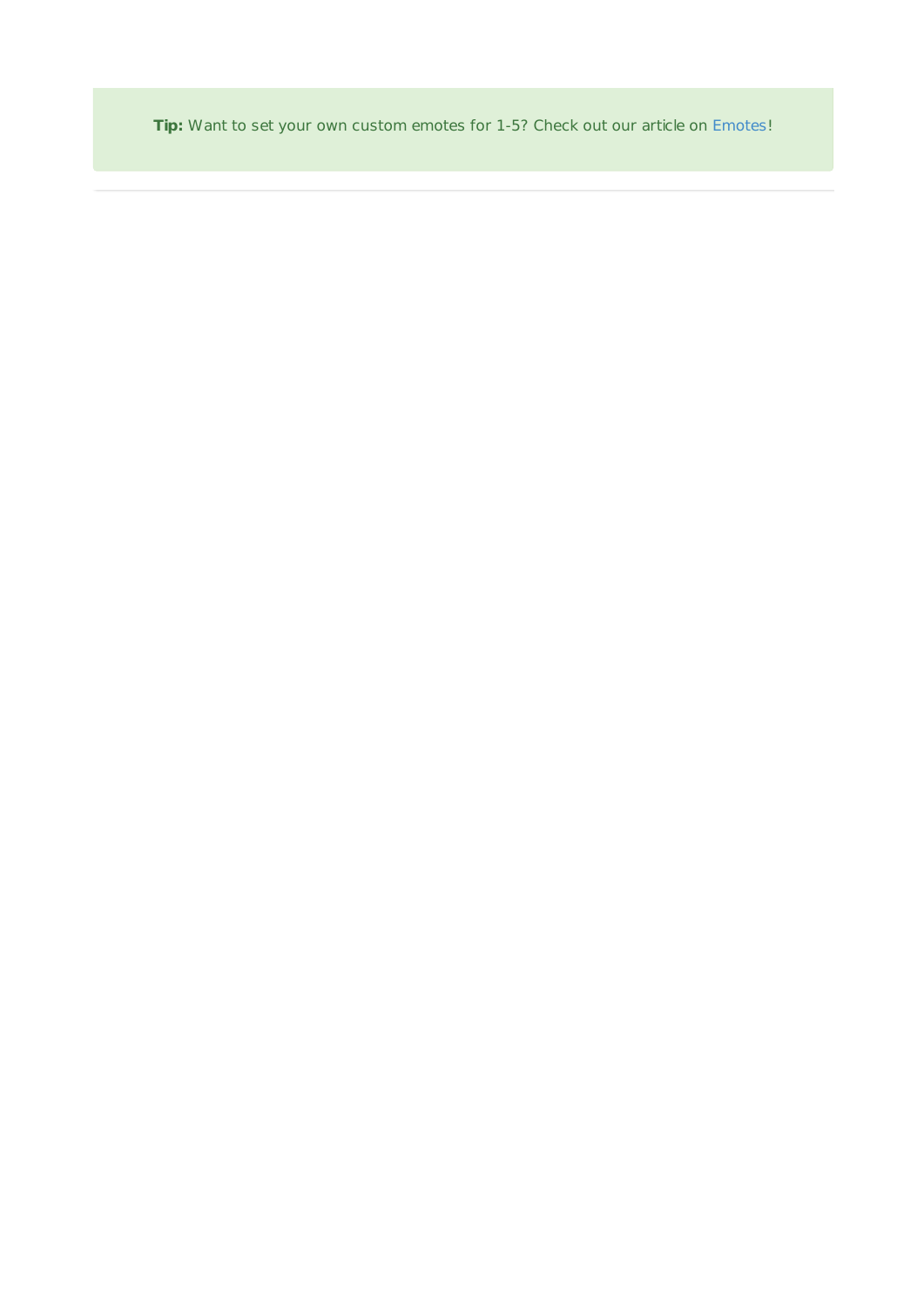**Tip:** Want to set your own custom emotes for 1-5? Check out our article on Emotes!

---